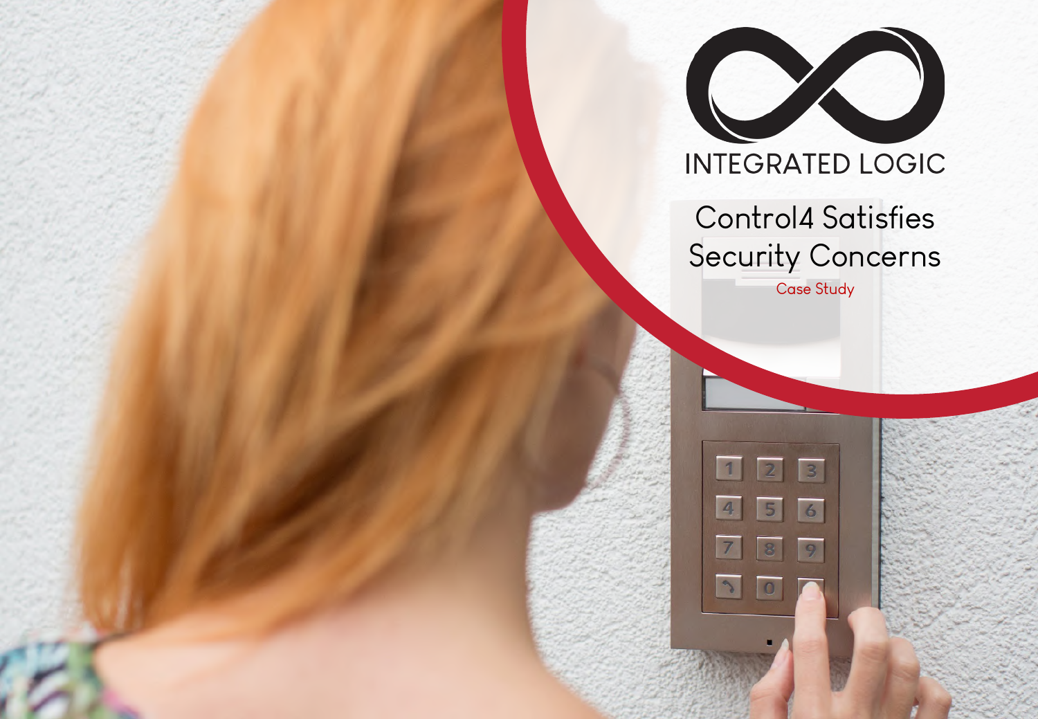INTEGRATED LOGIC

# Control4 Satisfies Security Concerns

Case Study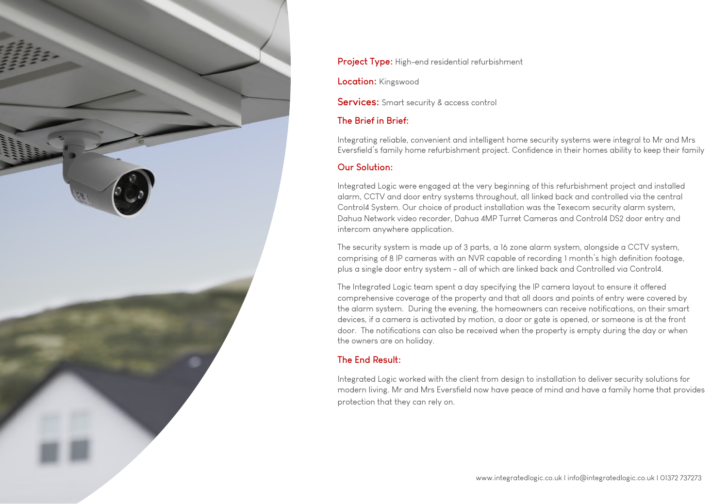**Project Type:** High-end residential refurbishment

**Location:** Kingswood

**Services:** Smart security & access control

## The Brief in Brief:

Integrating reliable, convenient and intelligent home security systems were integral to Mr and Mrs Eversfield's family home refurbishment project. Confidence in their homes ability to keep their family

## Our Solution:

Integrated Logic were engaged at the very beginning of this refurbishment project and installed alarm, CCTV and door entry systems throughout, all linked back and controlled via the central Control4 System. Our choice of product installation was the Texecom security alarm system, Dahua Network video recorder, Dahua 4MP Turret Cameras and Control4 DS2 door entry and intercom anywhere application.

The security system is made up of 3 parts, a 16 zone alarm system, alongside a CCTV system, comprising of 8 IP cameras with an NVR capable of recording 1 month's high definition footage, plus a single door entry system - all of which are linked back and Controlled via Control4.

The Integrated Logic team spent a day specifying the IP camera layout to ensure it offered comprehensive coverage of the property and that all doors and points of entry were covered by the alarm system. During the evening, the homeowners can receive notifications, on their smart devices, if a camera is activated by motion, a door or gate is opened, or someone is at the front door. The notifications can also be received when the property is empty during the day or when the owners are on holiday.

## The End Result:

Integrated Logic worked with the client from design to installation to deliver security solutions for modern living. Mr and Mrs Eversfield now have peace of mind and have a family home that provides protection that they can rely on.

www.integratedlogic.co.uk I info@integratedlogic.co.uk I 01372 737273